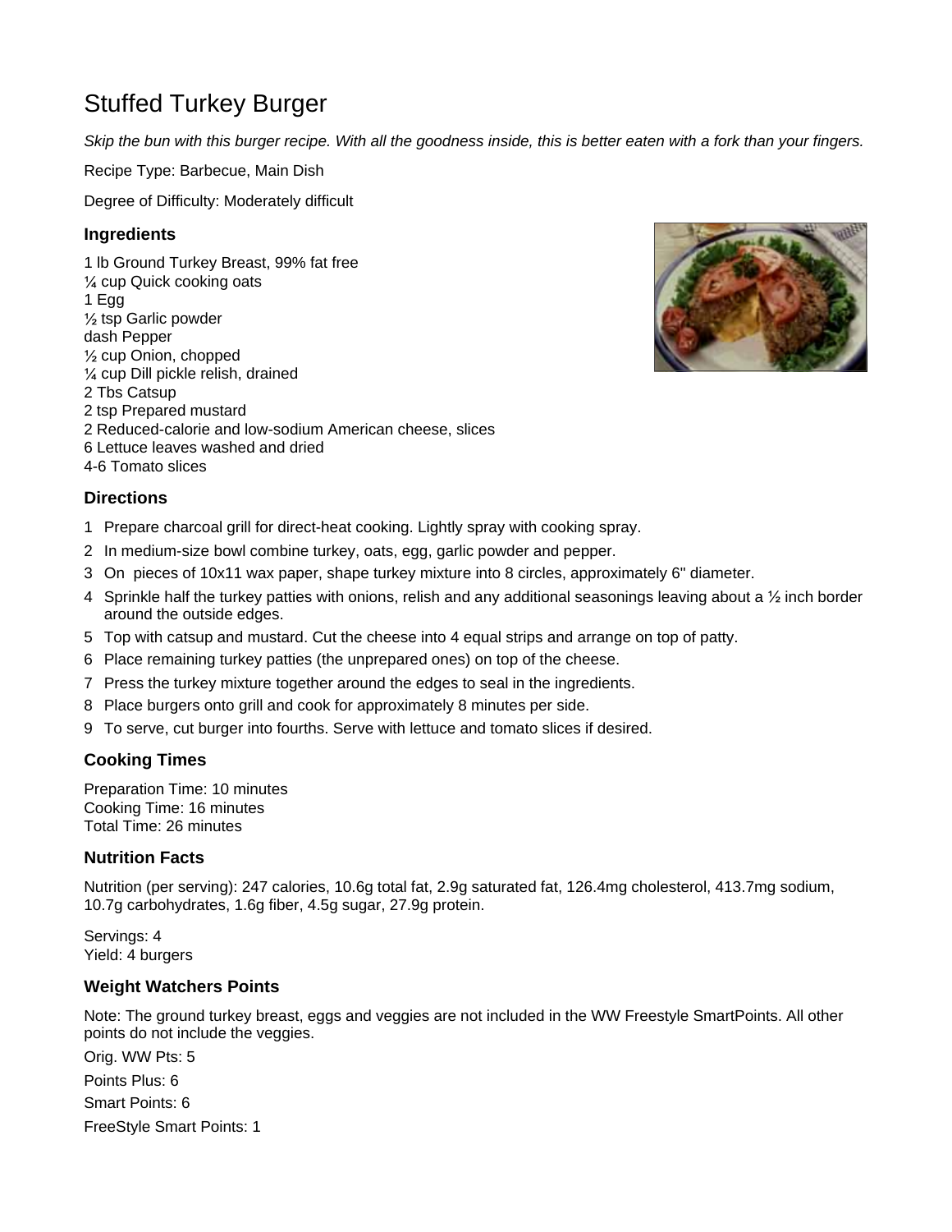# Stuffed Turkey Burger

*Skip the bun with this burger recipe. With all the goodness inside, this is better eaten with a fork than your fingers.*

Recipe Type: Barbecue, Main Dish

Degree of Difficulty: Moderately difficult

### Ingredients

1 lb Ground Turkey Breast, 99% fat free
¼ cup Quick cooking oats
1 Egg
½ tsp Garlic powder
dash Pepper
½ cup Onion, chopped
¼ cup Dill pickle relish, drained
2 Tbs Catsup
2 tsp Prepared mustard
2 Reduced-calorie and low-sodium American cheese, slices
6 Lettuce leaves washed and dried
4-6 Tomato slices

### Directions

1. Prepare charcoal grill for direct-heat cooking. Lightly spray with cooking spray.
2. In medium-size bowl combine turkey, oats, egg, garlic powder and pepper.
3. On pieces of 10x11 wax paper, shape turkey mixture into 8 circles, approximately 6" diameter.
4. Sprinkle half the turkey patties with onions, relish and any additional seasonings leaving about a ½ inch border around the outside edges.
5. Top with catsup and mustard. Cut the cheese into 4 equal strips and arrange on top of patty.
6. Place remaining turkey patties (the unprepared ones) on top of the cheese.
7. Press the turkey mixture together around the edges to seal in the ingredients.
8. Place burgers onto grill and cook for approximately 8 minutes per side.
9. To serve, cut burger into fourths. Serve with lettuce and tomato slices if desired.

### Cooking Times

Preparation Time: 10 minutes
Cooking Time: 16 minutes
Total Time: 26 minutes

### Nutrition Facts

Nutrition (per serving): 247 calories, 10.6g total fat, 2.9g saturated fat, 126.4mg cholesterol, 413.7mg sodium, 10.7g carbohydrates, 1.6g fiber, 4.5g sugar, 27.9g protein.

Servings: 4
Yield: 4 burgers

### Weight Watchers Points

Note: The ground turkey breast, eggs and veggies are not included in the WW Freestyle SmartPoints. All other points do not include the veggies.

Orig. WW Pts: 5

Points Plus: 6

Smart Points: 6

FreeStyle Smart Points: 1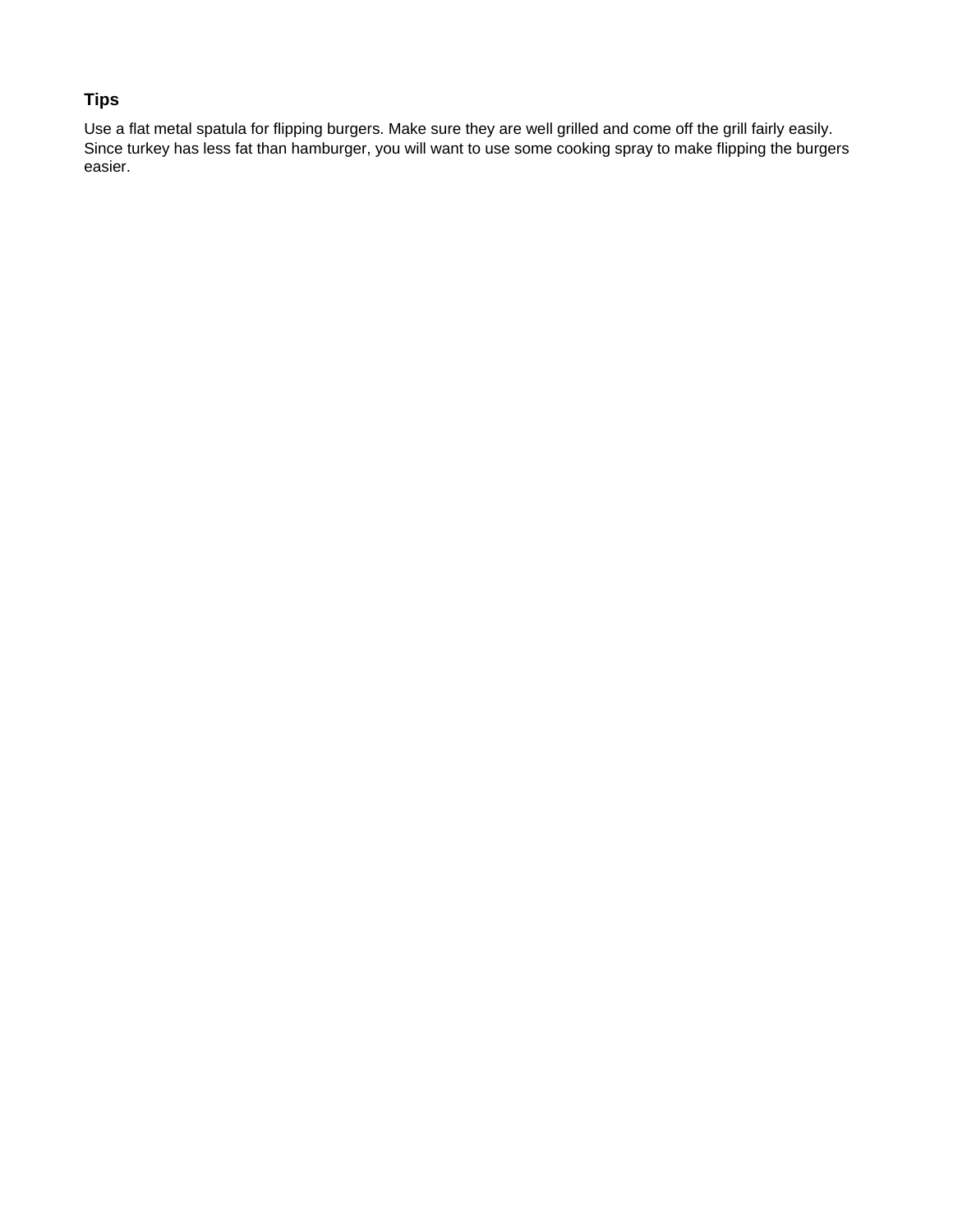### Tips

Use a flat metal spatula for flipping burgers. Make sure they are well grilled and come off the grill fairly easily. Since turkey has less fat than hamburger, you will want to use some cooking spray to make flipping the burgers easier.